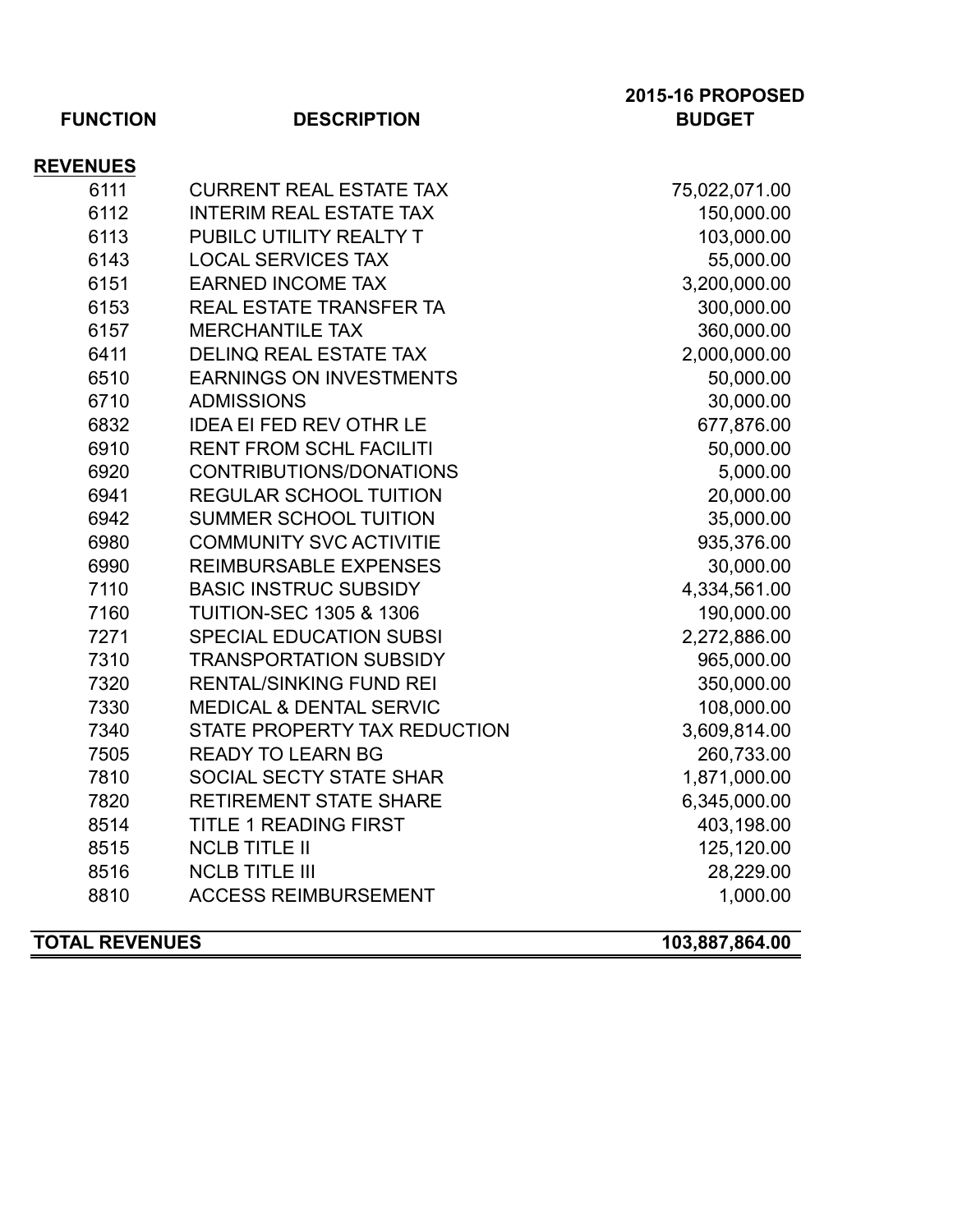| FUNCTION | DESCRIPTION | 2015-16 PROPOSED BUDGET |
|---|---|---|
| **REVENUES** | | |
| 6111 | CURRENT REAL ESTATE TAX | 75,022,071.00 |
| 6112 | INTERIM REAL ESTATE TAX | 150,000.00 |
| 6113 | PUBILC UTILITY REALTY T | 103,000.00 |
| 6143 | LOCAL SERVICES TAX | 55,000.00 |
| 6151 | EARNED INCOME TAX | 3,200,000.00 |
| 6153 | REAL ESTATE TRANSFER TA | 300,000.00 |
| 6157 | MERCHANTILE TAX | 360,000.00 |
| 6411 | DELINQ REAL ESTATE TAX | 2,000,000.00 |
| 6510 | EARNINGS ON INVESTMENTS | 50,000.00 |
| 6710 | ADMISSIONS | 30,000.00 |
| 6832 | IDEA EI FED REV OTHR LE | 677,876.00 |
| 6910 | RENT FROM SCHL FACILITI | 50,000.00 |
| 6920 | CONTRIBUTIONS/DONATIONS | 5,000.00 |
| 6941 | REGULAR SCHOOL TUITION | 20,000.00 |
| 6942 | SUMMER SCHOOL TUITION | 35,000.00 |
| 6980 | COMMUNITY SVC ACTIVITIE | 935,376.00 |
| 6990 | REIMBURSABLE EXPENSES | 30,000.00 |
| 7110 | BASIC INSTRUC SUBSIDY | 4,334,561.00 |
| 7160 | TUITION-SEC 1305 & 1306 | 190,000.00 |
| 7271 | SPECIAL EDUCATION SUBSI | 2,272,886.00 |
| 7310 | TRANSPORTATION SUBSIDY | 965,000.00 |
| 7320 | RENTAL/SINKING FUND REI | 350,000.00 |
| 7330 | MEDICAL & DENTAL SERVIC | 108,000.00 |
| 7340 | STATE PROPERTY TAX REDUCTION | 3,609,814.00 |
| 7505 | READY TO LEARN BG | 260,733.00 |
| 7810 | SOCIAL SECTY STATE SHAR | 1,871,000.00 |
| 7820 | RETIREMENT STATE SHARE | 6,345,000.00 |
| 8514 | TITLE 1 READING FIRST | 403,198.00 |
| 8515 | NCLB TITLE II | 125,120.00 |
| 8516 | NCLB TITLE III | 28,229.00 |
| 8810 | ACCESS REIMBURSEMENT | 1,000.00 |
| **TOTAL REVENUES** | | **103,887,864.00** |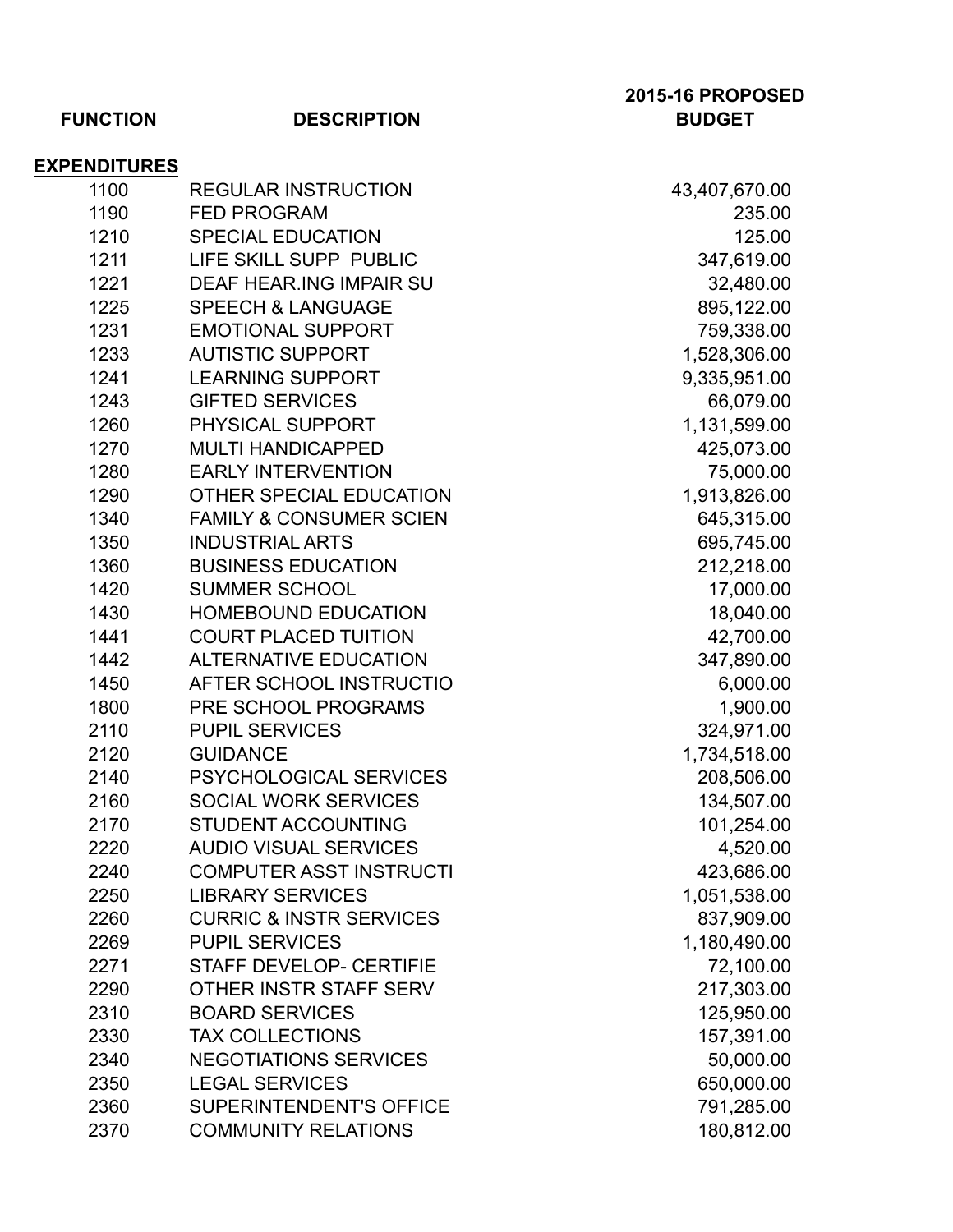| FUNCTION | DESCRIPTION | 2015-16 PROPOSED BUDGET |
|---|---|---|
| **EXPENDITURES** | | |
| 1100 | REGULAR INSTRUCTION | 43,407,670.00 |
| 1190 | FED PROGRAM | 235.00 |
| 1210 | SPECIAL EDUCATION | 125.00 |
| 1211 | LIFE SKILL SUPP PUBLIC | 347,619.00 |
| 1221 | DEAF HEAR.ING IMPAIR SU | 32,480.00 |
| 1225 | SPEECH & LANGUAGE | 895,122.00 |
| 1231 | EMOTIONAL SUPPORT | 759,338.00 |
| 1233 | AUTISTIC SUPPORT | 1,528,306.00 |
| 1241 | LEARNING SUPPORT | 9,335,951.00 |
| 1243 | GIFTED SERVICES | 66,079.00 |
| 1260 | PHYSICAL SUPPORT | 1,131,599.00 |
| 1270 | MULTI HANDICAPPED | 425,073.00 |
| 1280 | EARLY INTERVENTION | 75,000.00 |
| 1290 | OTHER SPECIAL EDUCATION | 1,913,826.00 |
| 1340 | FAMILY & CONSUMER SCIEN | 645,315.00 |
| 1350 | INDUSTRIAL ARTS | 695,745.00 |
| 1360 | BUSINESS EDUCATION | 212,218.00 |
| 1420 | SUMMER SCHOOL | 17,000.00 |
| 1430 | HOMEBOUND EDUCATION | 18,040.00 |
| 1441 | COURT PLACED TUITION | 42,700.00 |
| 1442 | ALTERNATIVE EDUCATION | 347,890.00 |
| 1450 | AFTER SCHOOL INSTRUCTIO | 6,000.00 |
| 1800 | PRE SCHOOL PROGRAMS | 1,900.00 |
| 2110 | PUPIL SERVICES | 324,971.00 |
| 2120 | GUIDANCE | 1,734,518.00 |
| 2140 | PSYCHOLOGICAL SERVICES | 208,506.00 |
| 2160 | SOCIAL WORK SERVICES | 134,507.00 |
| 2170 | STUDENT ACCOUNTING | 101,254.00 |
| 2220 | AUDIO VISUAL SERVICES | 4,520.00 |
| 2240 | COMPUTER ASST INSTRUCTI | 423,686.00 |
| 2250 | LIBRARY SERVICES | 1,051,538.00 |
| 2260 | CURRIC & INSTR SERVICES | 837,909.00 |
| 2269 | PUPIL SERVICES | 1,180,490.00 |
| 2271 | STAFF DEVELOP- CERTIFIE | 72,100.00 |
| 2290 | OTHER INSTR STAFF SERV | 217,303.00 |
| 2310 | BOARD SERVICES | 125,950.00 |
| 2330 | TAX COLLECTIONS | 157,391.00 |
| 2340 | NEGOTIATIONS SERVICES | 50,000.00 |
| 2350 | LEGAL SERVICES | 650,000.00 |
| 2360 | SUPERINTENDENT'S OFFICE | 791,285.00 |
| 2370 | COMMUNITY RELATIONS | 180,812.00 |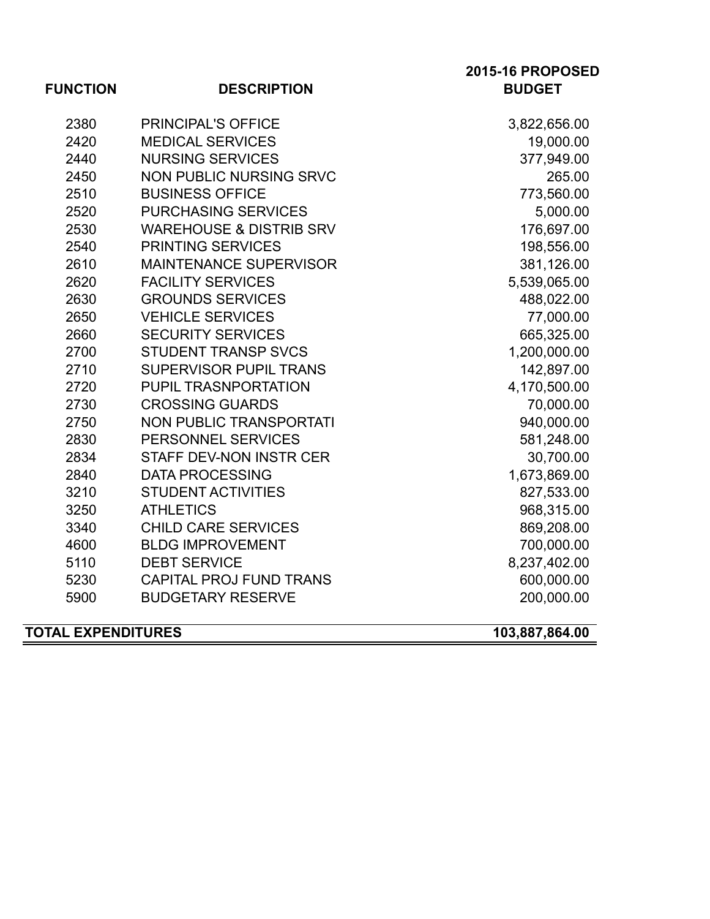| FUNCTION | DESCRIPTION | 2015-16 PROPOSED BUDGET |
|---|---|---|
| 2380 | PRINCIPAL'S OFFICE | 3,822,656.00 |
| 2420 | MEDICAL SERVICES | 19,000.00 |
| 2440 | NURSING SERVICES | 377,949.00 |
| 2450 | NON PUBLIC NURSING SRVC | 265.00 |
| 2510 | BUSINESS OFFICE | 773,560.00 |
| 2520 | PURCHASING SERVICES | 5,000.00 |
| 2530 | WAREHOUSE & DISTRIB SRV | 176,697.00 |
| 2540 | PRINTING SERVICES | 198,556.00 |
| 2610 | MAINTENANCE SUPERVISOR | 381,126.00 |
| 2620 | FACILITY SERVICES | 5,539,065.00 |
| 2630 | GROUNDS SERVICES | 488,022.00 |
| 2650 | VEHICLE SERVICES | 77,000.00 |
| 2660 | SECURITY SERVICES | 665,325.00 |
| 2700 | STUDENT TRANSP SVCS | 1,200,000.00 |
| 2710 | SUPERVISOR PUPIL TRANS | 142,897.00 |
| 2720 | PUPIL TRASNPORTATION | 4,170,500.00 |
| 2730 | CROSSING GUARDS | 70,000.00 |
| 2750 | NON PUBLIC TRANSPORTATI | 940,000.00 |
| 2830 | PERSONNEL SERVICES | 581,248.00 |
| 2834 | STAFF DEV-NON INSTR CER | 30,700.00 |
| 2840 | DATA PROCESSING | 1,673,869.00 |
| 3210 | STUDENT ACTIVITIES | 827,533.00 |
| 3250 | ATHLETICS | 968,315.00 |
| 3340 | CHILD CARE SERVICES | 869,208.00 |
| 4600 | BLDG IMPROVEMENT | 700,000.00 |
| 5110 | DEBT SERVICE | 8,237,402.00 |
| 5230 | CAPITAL PROJ FUND TRANS | 600,000.00 |
| 5900 | BUDGETARY RESERVE | 200,000.00 |
| **TOTAL EXPENDITURES** | | **103,887,864.00** |